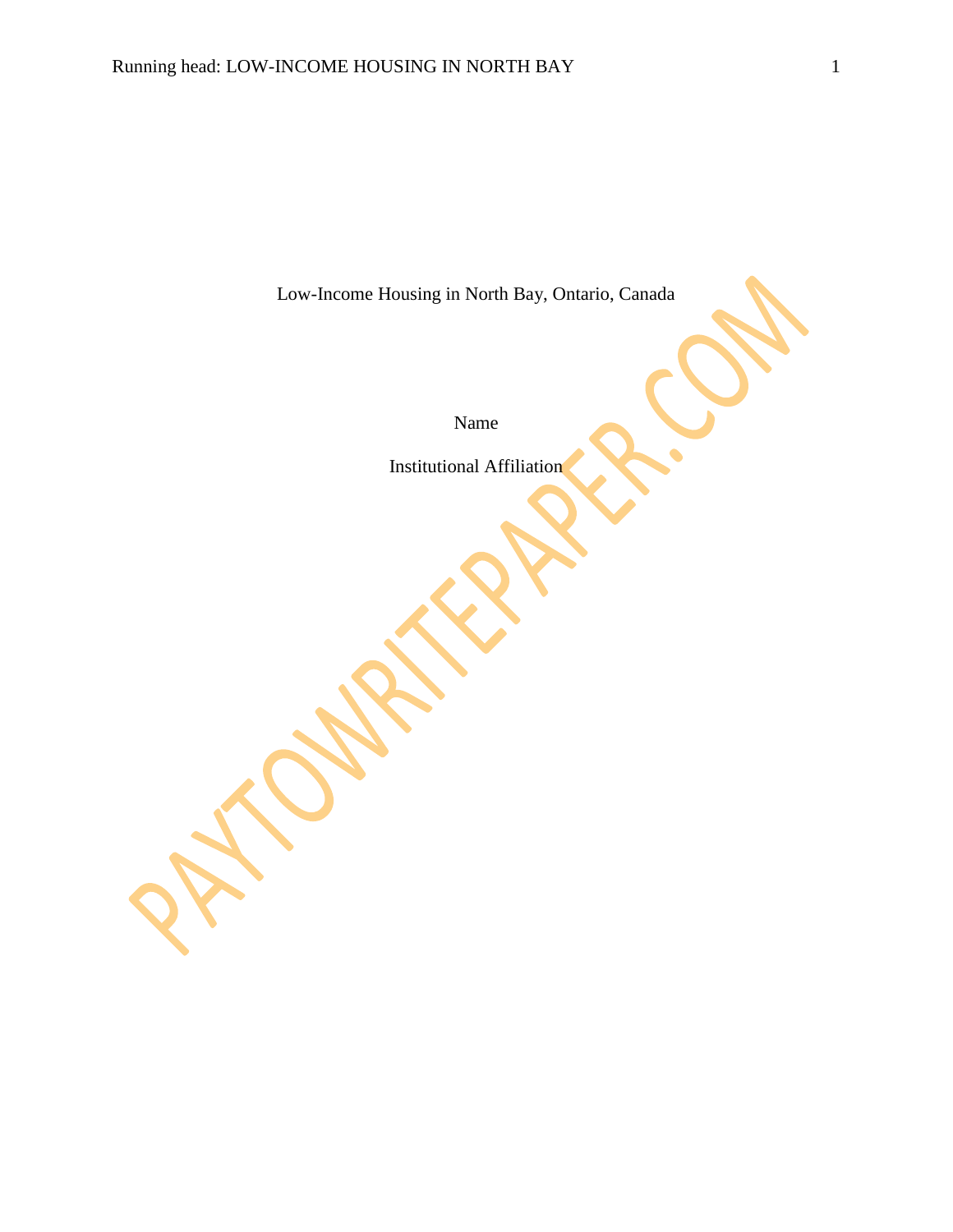Low-Income Housing in North Bay, Ontario, Canada

Name

Institutional Affiliation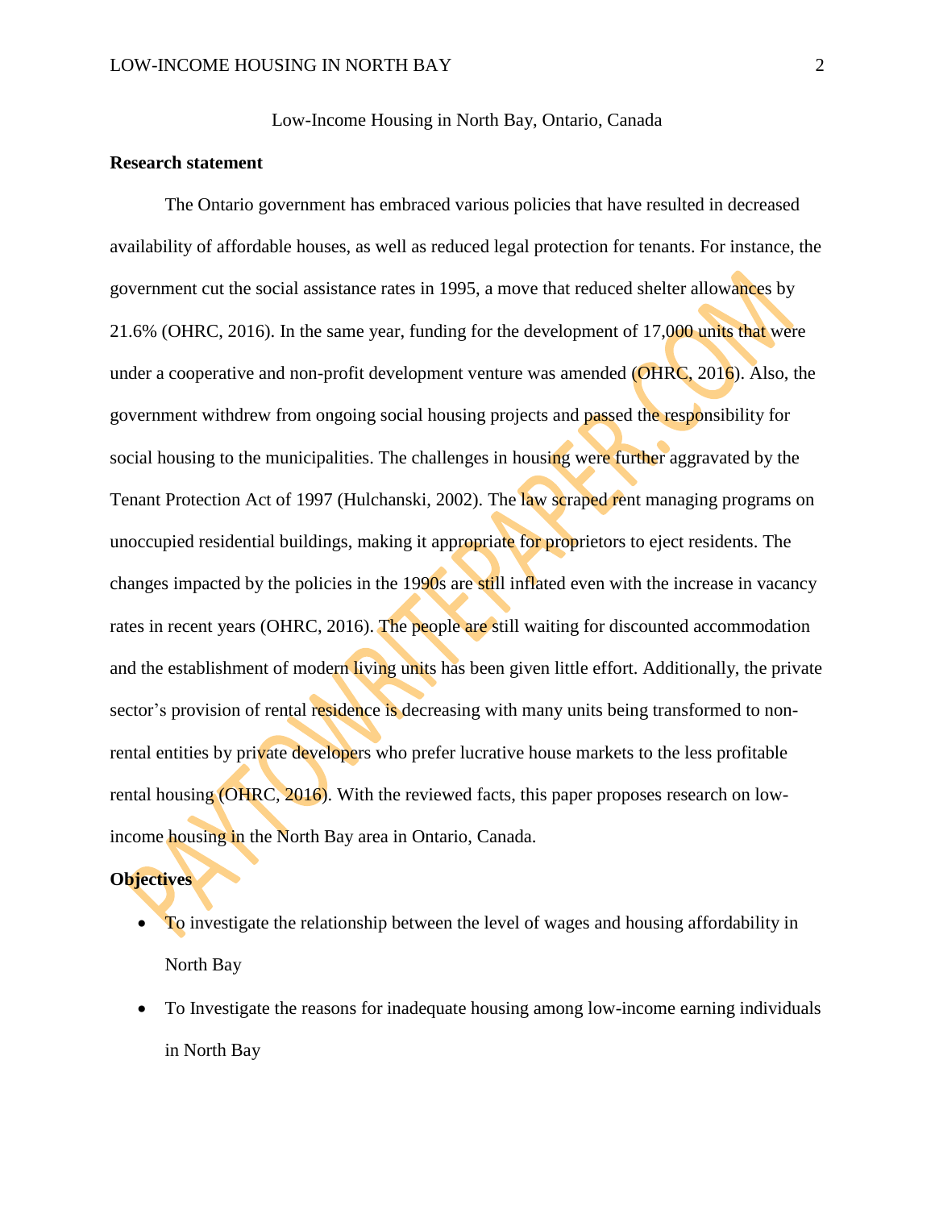Low-Income Housing in North Bay, Ontario, Canada

**Research statement**

The Ontario government has embraced various policies that have resulted in decreased availability of affordable houses, as well as reduced legal protection for tenants. For instance, the government cut the social assistance rates in 1995, a move that reduced shelter allowances by 21.6% (OHRC, 2016). In the same year, funding for the development of 17,000 units that were under a cooperative and non-profit development venture was amended (OHRC, 2016). Also, the government withdrew from ongoing social housing projects and passed the responsibility for social housing to the municipalities. The challenges in housing were further aggravated by the Tenant Protection Act of 1997 (Hulchanski, 2002). The law scraped rent managing programs on unoccupied residential buildings, making it appropriate for proprietors to eject residents. The changes impacted by the policies in the 1990s are still inflated even with the increase in vacancy rates in recent years (OHRC, 2016). The people are still waiting for discounted accommodation and the establishment of modern living units has been given little effort. Additionally, the private sector's provision of rental residence is decreasing with many units being transformed to non-rental entities by private developers who prefer lucrative house markets to the less profitable rental housing (OHRC, 2016). With the reviewed facts, this paper proposes research on low-income housing in the North Bay area in Ontario, Canada.

**Objectives**

- To investigate the relationship between the level of wages and housing affordability in North Bay
- To Investigate the reasons for inadequate housing among low-income earning individuals in North Bay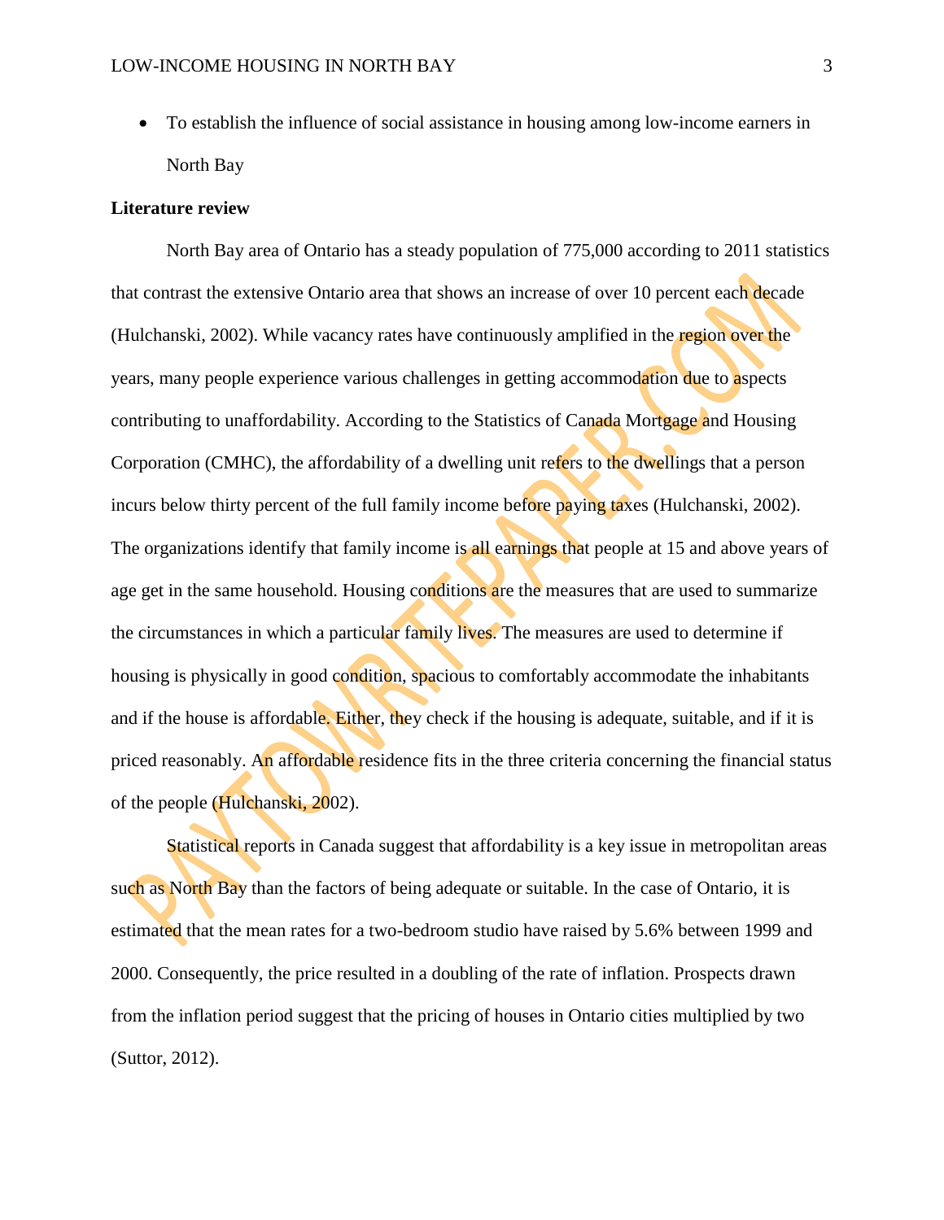- To establish the influence of social assistance in housing among low-income earners in North Bay

**Literature review**

North Bay area of Ontario has a steady population of 775,000 according to 2011 statistics that contrast the extensive Ontario area that shows an increase of over 10 percent each decade (Hulchanski, 2002). While vacancy rates have continuously amplified in the region over the years, many people experience various challenges in getting accommodation due to aspects contributing to unaffordability. According to the Statistics of Canada Mortgage and Housing Corporation (CMHC), the affordability of a dwelling unit refers to the dwellings that a person incurs below thirty percent of the full family income before paying taxes (Hulchanski, 2002). The organizations identify that family income is all earnings that people at 15 and above years of age get in the same household. Housing conditions are the measures that are used to summarize the circumstances in which a particular family lives. The measures are used to determine if housing is physically in good condition, spacious to comfortably accommodate the inhabitants and if the house is affordable. Either, they check if the housing is adequate, suitable, and if it is priced reasonably. An affordable residence fits in the three criteria concerning the financial status of the people (Hulchanski, 2002).

Statistical reports in Canada suggest that affordability is a key issue in metropolitan areas such as North Bay than the factors of being adequate or suitable. In the case of Ontario, it is estimated that the mean rates for a two-bedroom studio have raised by 5.6% between 1999 and 2000. Consequently, the price resulted in a doubling of the rate of inflation. Prospects drawn from the inflation period suggest that the pricing of houses in Ontario cities multiplied by two (Suttor, 2012).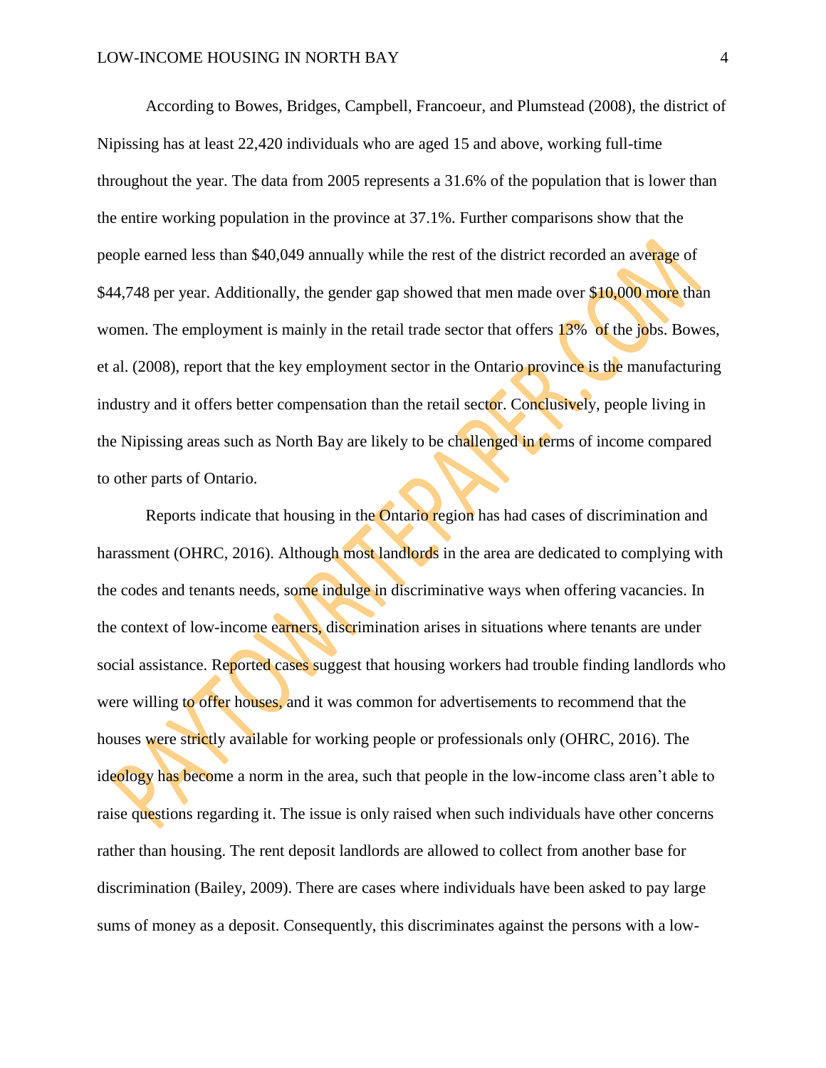According to Bowes, Bridges, Campbell, Francoeur, and Plumstead (2008), the district of Nipissing has at least 22,420 individuals who are aged 15 and above, working full-time throughout the year. The data from 2005 represents a 31.6% of the population that is lower than the entire working population in the province at 37.1%. Further comparisons show that the people earned less than $40,049 annually while the rest of the district recorded an average of $44,748 per year. Additionally, the gender gap showed that men made over $10,000 more than women. The employment is mainly in the retail trade sector that offers 13% of the jobs. Bowes, et al. (2008), report that the key employment sector in the Ontario province is the manufacturing industry and it offers better compensation than the retail sector. Conclusively, people living in the Nipissing areas such as North Bay are likely to be challenged in terms of income compared to other parts of Ontario.

Reports indicate that housing in the Ontario region has had cases of discrimination and harassment (OHRC, 2016). Although most landlords in the area are dedicated to complying with the codes and tenants needs, some indulge in discriminative ways when offering vacancies. In the context of low-income earners, discrimination arises in situations where tenants are under social assistance. Reported cases suggest that housing workers had trouble finding landlords who were willing to offer houses, and it was common for advertisements to recommend that the houses were strictly available for working people or professionals only (OHRC, 2016). The ideology has become a norm in the area, such that people in the low-income class aren't able to raise questions regarding it. The issue is only raised when such individuals have other concerns rather than housing. The rent deposit landlords are allowed to collect from another base for discrimination (Bailey, 2009). There are cases where individuals have been asked to pay large sums of money as a deposit. Consequently, this discriminates against the persons with a low-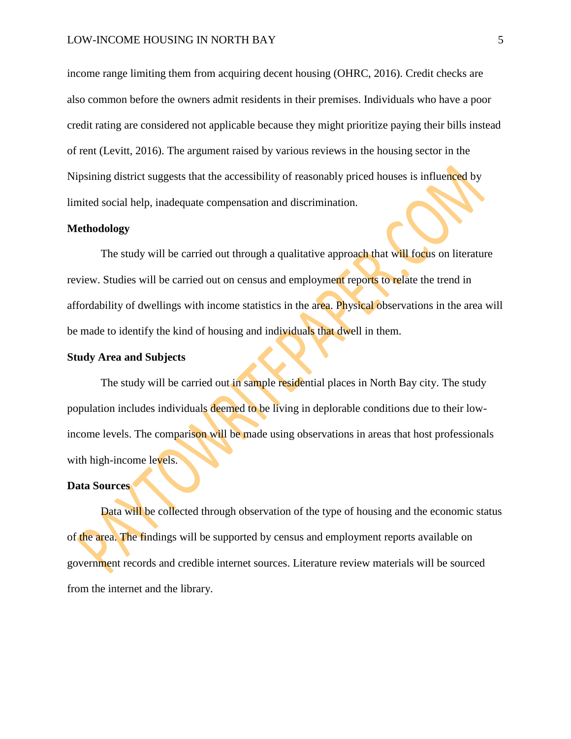income range limiting them from acquiring decent housing (OHRC, 2016). Credit checks are also common before the owners admit residents in their premises. Individuals who have a poor credit rating are considered not applicable because they might prioritize paying their bills instead of rent (Levitt, 2016). The argument raised by various reviews in the housing sector in the Nipsining district suggests that the accessibility of reasonably priced houses is influenced by limited social help, inadequate compensation and discrimination.

**Methodology**

The study will be carried out through a qualitative approach that will focus on literature review. Studies will be carried out on census and employment reports to relate the trend in affordability of dwellings with income statistics in the area. Physical observations in the area will be made to identify the kind of housing and individuals that dwell in them.

**Study Area and Subjects**

The study will be carried out in sample residential places in North Bay city. The study population includes individuals deemed to be living in deplorable conditions due to their low-income levels. The comparison will be made using observations in areas that host professionals with high-income levels.

**Data Sources**

Data will be collected through observation of the type of housing and the economic status of the area. The findings will be supported by census and employment reports available on government records and credible internet sources. Literature review materials will be sourced from the internet and the library.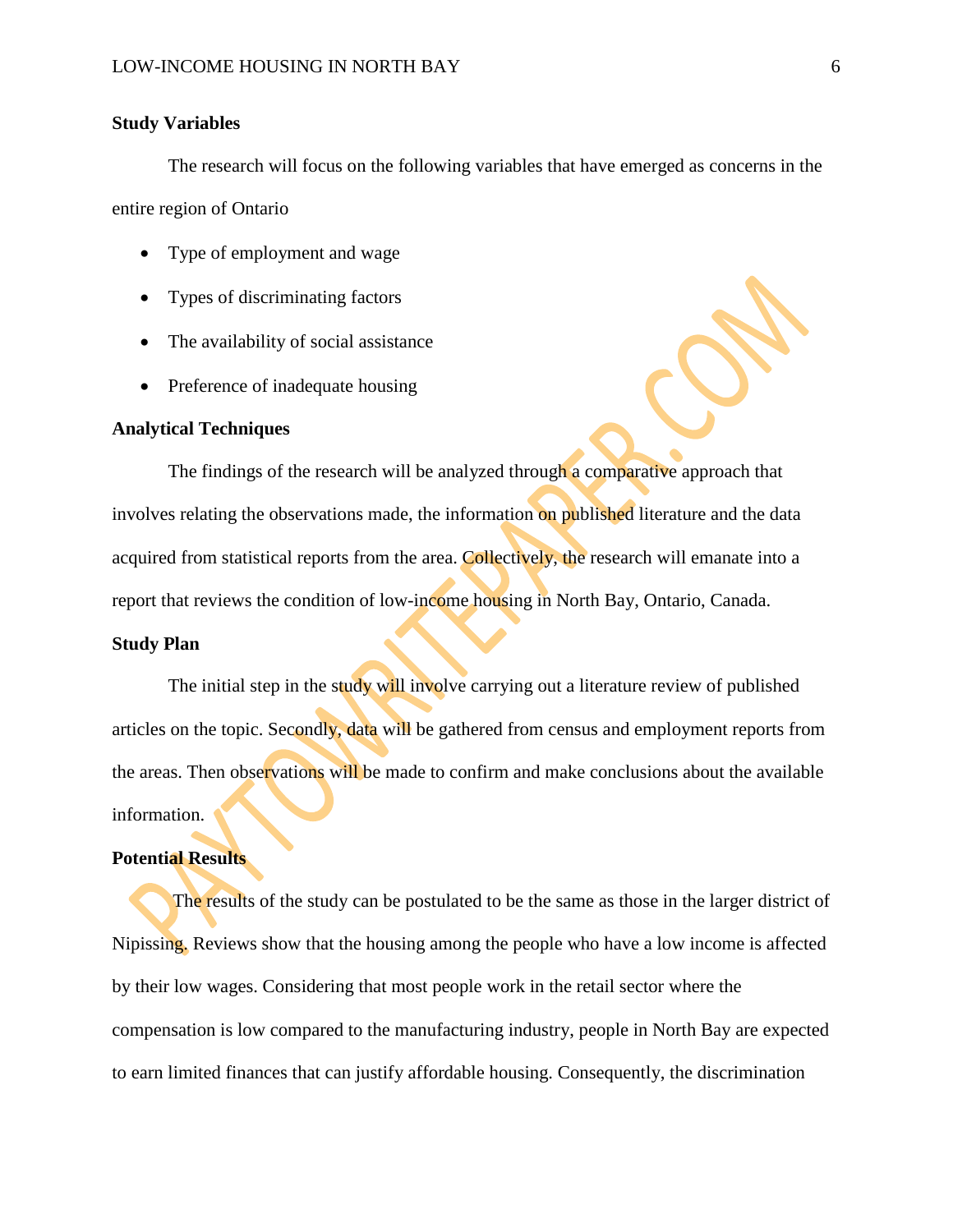### Study Variables

The research will focus on the following variables that have emerged as concerns in the entire region of Ontario

- Type of employment and wage
- Types of discriminating factors
- The availability of social assistance
- Preference of inadequate housing

### Analytical Techniques

The findings of the research will be analyzed through a comparative approach that involves relating the observations made, the information on published literature and the data acquired from statistical reports from the area. Collectively, the research will emanate into a report that reviews the condition of low-income housing in North Bay, Ontario, Canada.

### Study Plan

The initial step in the study will involve carrying out a literature review of published articles on the topic. Secondly, data will be gathered from census and employment reports from the areas. Then observations will be made to confirm and make conclusions about the available information.

### Potential Results

The results of the study can be postulated to be the same as those in the larger district of Nipissing. Reviews show that the housing among the people who have a low income is affected by their low wages. Considering that most people work in the retail sector where the compensation is low compared to the manufacturing industry, people in North Bay are expected to earn limited finances that can justify affordable housing. Consequently, the discrimination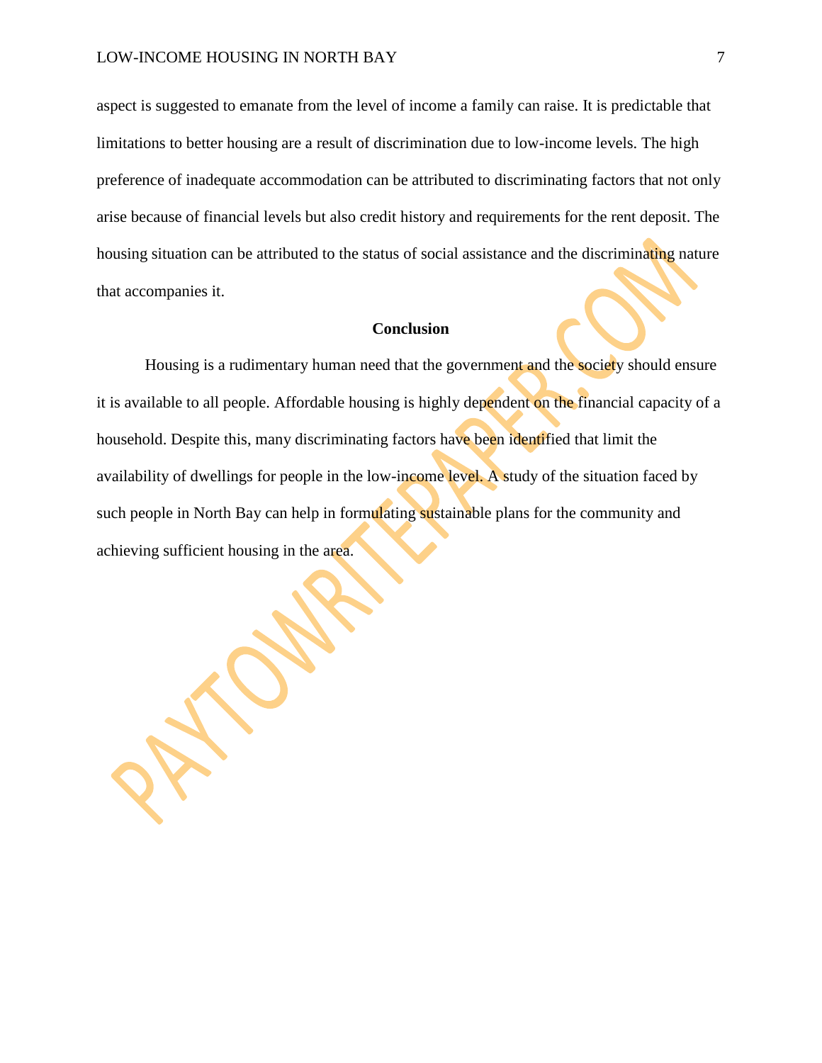aspect is suggested to emanate from the level of income a family can raise. It is predictable that limitations to better housing are a result of discrimination due to low-income levels. The high preference of inadequate accommodation can be attributed to discriminating factors that not only arise because of financial levels but also credit history and requirements for the rent deposit. The housing situation can be attributed to the status of social assistance and the discriminating nature that accompanies it.

## Conclusion

Housing is a rudimentary human need that the government and the society should ensure it is available to all people. Affordable housing is highly dependent on the financial capacity of a household. Despite this, many discriminating factors have been identified that limit the availability of dwellings for people in the low-income level. A study of the situation faced by such people in North Bay can help in formulating sustainable plans for the community and achieving sufficient housing in the area.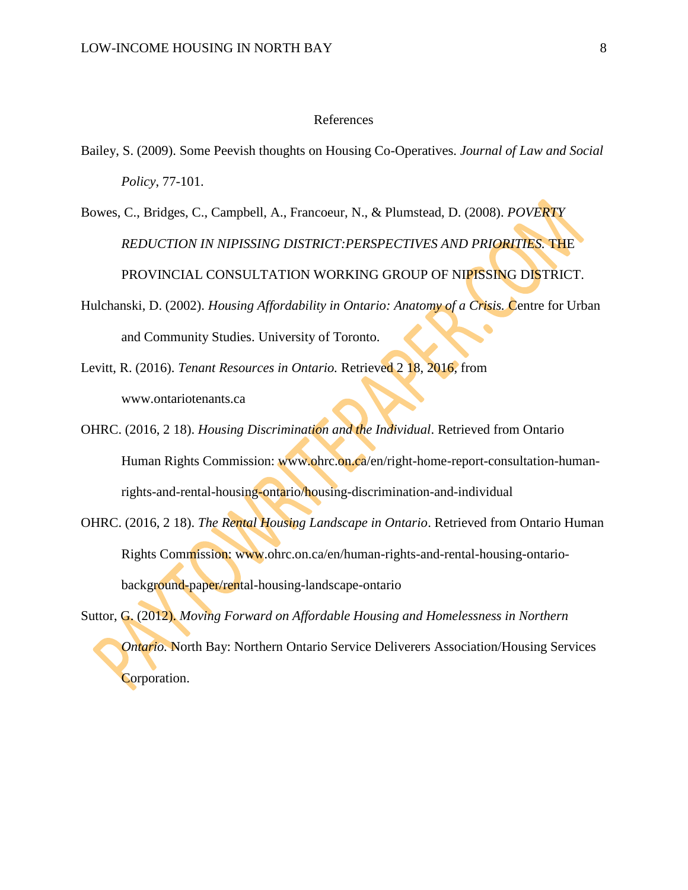# References

Bailey, S. (2009). Some Peevish thoughts on Housing Co-Operatives. *Journal of Law and Social Policy*, 77-101.

Bowes, C., Bridges, C., Campbell, A., Francoeur, N., & Plumstead, D. (2008). *POVERTY REDUCTION IN NIPISSING DISTRICT:PERSPECTIVES AND PRIORITIES.* THE PROVINCIAL CONSULTATION WORKING GROUP OF NIPISSING DISTRICT.

Hulchanski, D. (2002). *Housing Affordability in Ontario: Anatomy of a Crisis.* Centre for Urban and Community Studies. University of Toronto.

Levitt, R. (2016). *Tenant Resources in Ontario.* Retrieved 2 18, 2016, from www.ontariotenants.ca

OHRC. (2016, 2 18). *Housing Discrimination and the Individual*. Retrieved from Ontario Human Rights Commission: www.ohrc.on.ca/en/right-home-report-consultation-human-rights-and-rental-housing-ontario/housing-discrimination-and-individual

OHRC. (2016, 2 18). *The Rental Housing Landscape in Ontario*. Retrieved from Ontario Human Rights Commission: www.ohrc.on.ca/en/human-rights-and-rental-housing-ontario-background-paper/rental-housing-landscape-ontario

Suttor, G. (2012). *Moving Forward on Affordable Housing and Homelessness in Northern Ontario.* North Bay: Northern Ontario Service Deliverers Association/Housing Services Corporation.